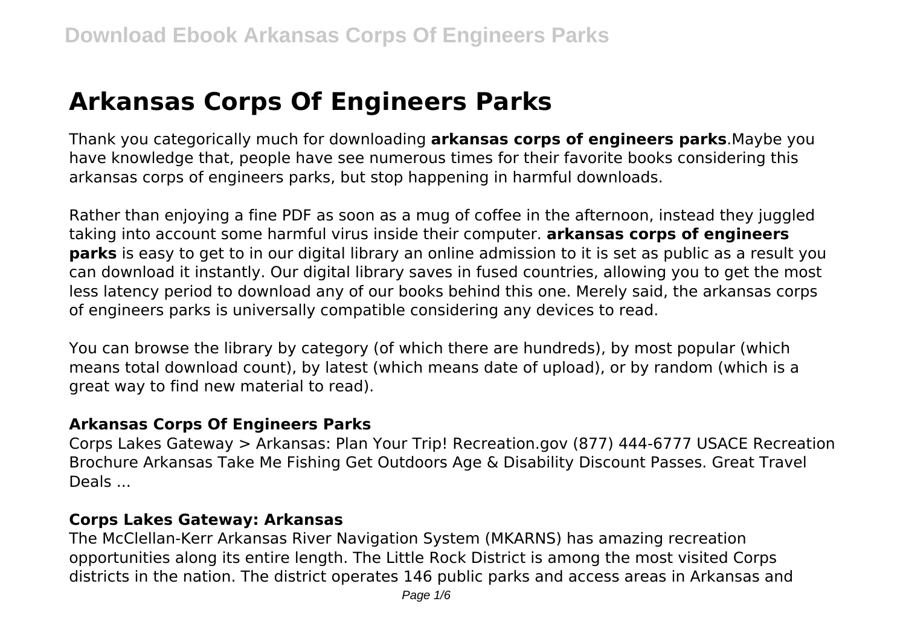# Arkansas Corps Of Engineers Parks

Thank you categorically much for downloading **arkansas corps of engineers parks**.Maybe you have knowledge that, people have see numerous times for their favorite books considering this arkansas corps of engineers parks, but stop happening in harmful downloads.

Rather than enjoying a fine PDF as soon as a mug of coffee in the afternoon, instead they juggled taking into account some harmful virus inside their computer. **arkansas corps of engineers parks** is easy to get to in our digital library an online admission to it is set as public as a result you can download it instantly. Our digital library saves in fused countries, allowing you to get the most less latency period to download any of our books behind this one. Merely said, the arkansas corps of engineers parks is universally compatible considering any devices to read.

You can browse the library by category (of which there are hundreds), by most popular (which means total download count), by latest (which means date of upload), or by random (which is a great way to find new material to read).

### Arkansas Corps Of Engineers Parks

Corps Lakes Gateway > Arkansas: Plan Your Trip! Recreation.gov (877) 444-6777 USACE Recreation Brochure Arkansas Take Me Fishing Get Outdoors Age & Disability Discount Passes. Great Travel Deals ...

### Corps Lakes Gateway: Arkansas

The McClellan-Kerr Arkansas River Navigation System (MKARNS) has amazing recreation opportunities along its entire length. The Little Rock District is among the most visited Corps districts in the nation. The district operates 146 public parks and access areas in Arkansas and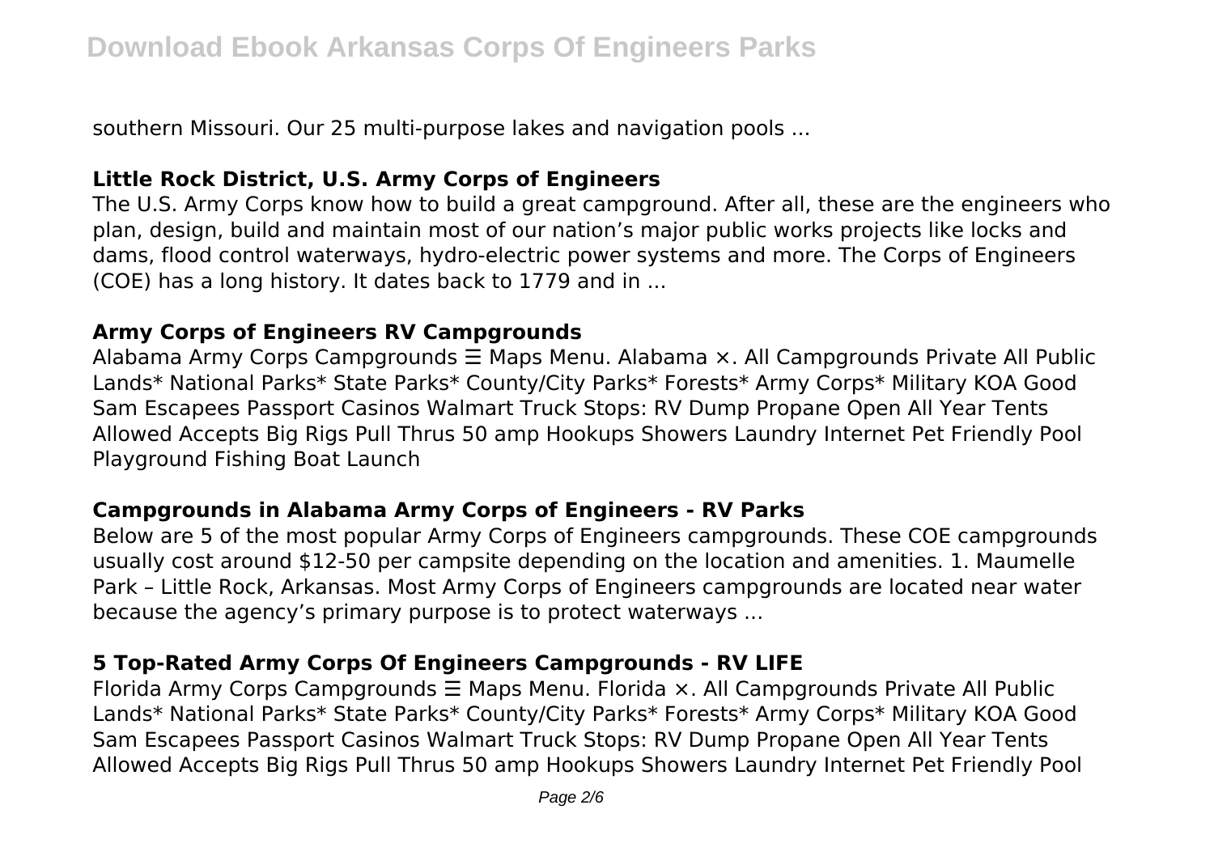southern Missouri. Our 25 multi-purpose lakes and navigation pools ...

### **Little Rock District, U.S. Army Corps of Engineers**

The U.S. Army Corps know how to build a great campground. After all, these are the engineers who plan, design, build and maintain most of our nation's major public works projects like locks and dams, flood control waterways, hydro-electric power systems and more. The Corps of Engineers (COE) has a long history. It dates back to 1779 and in ...

### **Army Corps of Engineers RV Campgrounds**

Alabama Army Corps Campgrounds ☰ Maps Menu. Alabama ×. All Campgrounds Private All Public Lands* National Parks* State Parks* County/City Parks* Forests* Army Corps* Military KOA Good Sam Escapees Passport Casinos Walmart Truck Stops: RV Dump Propane Open All Year Tents Allowed Accepts Big Rigs Pull Thrus 50 amp Hookups Showers Laundry Internet Pet Friendly Pool Playground Fishing Boat Launch

### **Campgrounds in Alabama Army Corps of Engineers - RV Parks**

Below are 5 of the most popular Army Corps of Engineers campgrounds. These COE campgrounds usually cost around $12-50 per campsite depending on the location and amenities. 1. Maumelle Park – Little Rock, Arkansas. Most Army Corps of Engineers campgrounds are located near water because the agency's primary purpose is to protect waterways ...

### **5 Top-Rated Army Corps Of Engineers Campgrounds - RV LIFE**

Florida Army Corps Campgrounds ☰ Maps Menu. Florida ×. All Campgrounds Private All Public Lands* National Parks* State Parks* County/City Parks* Forests* Army Corps* Military KOA Good Sam Escapees Passport Casinos Walmart Truck Stops: RV Dump Propane Open All Year Tents Allowed Accepts Big Rigs Pull Thrus 50 amp Hookups Showers Laundry Internet Pet Friendly Pool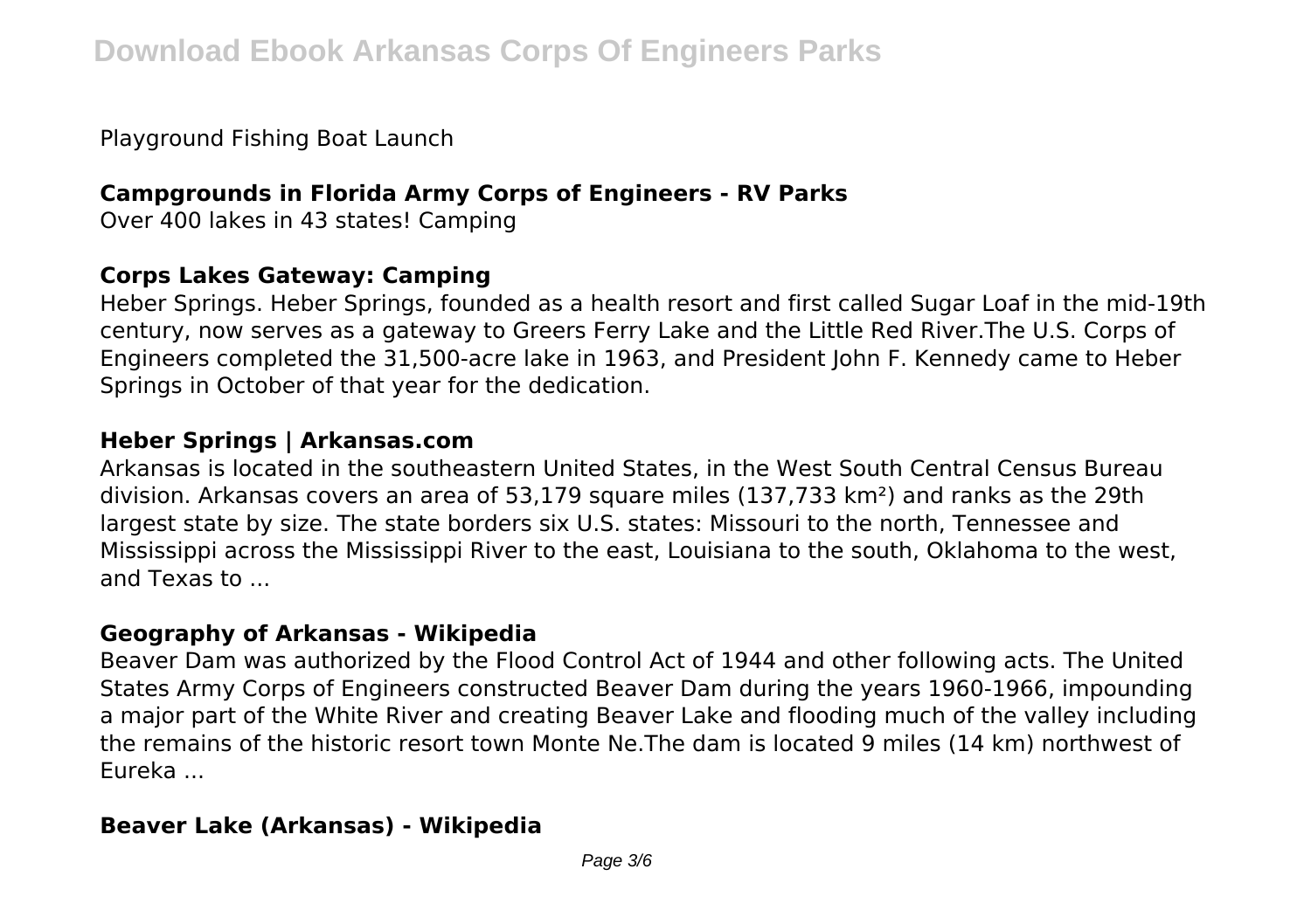Playground Fishing Boat Launch

### Campgrounds in Florida Army Corps of Engineers - RV Parks

Over 400 lakes in 43 states! Camping

### Corps Lakes Gateway: Camping

Heber Springs. Heber Springs, founded as a health resort and first called Sugar Loaf in the mid-19th century, now serves as a gateway to Greers Ferry Lake and the Little Red River.The U.S. Corps of Engineers completed the 31,500-acre lake in 1963, and President John F. Kennedy came to Heber Springs in October of that year for the dedication.

### Heber Springs | Arkansas.com

Arkansas is located in the southeastern United States, in the West South Central Census Bureau division. Arkansas covers an area of 53,179 square miles (137,733 km²) and ranks as the 29th largest state by size. The state borders six U.S. states: Missouri to the north, Tennessee and Mississippi across the Mississippi River to the east, Louisiana to the south, Oklahoma to the west, and Texas to ...

### Geography of Arkansas - Wikipedia

Beaver Dam was authorized by the Flood Control Act of 1944 and other following acts. The United States Army Corps of Engineers constructed Beaver Dam during the years 1960-1966, impounding a major part of the White River and creating Beaver Lake and flooding much of the valley including the remains of the historic resort town Monte Ne.The dam is located 9 miles (14 km) northwest of Eureka ...

### Beaver Lake (Arkansas) - Wikipedia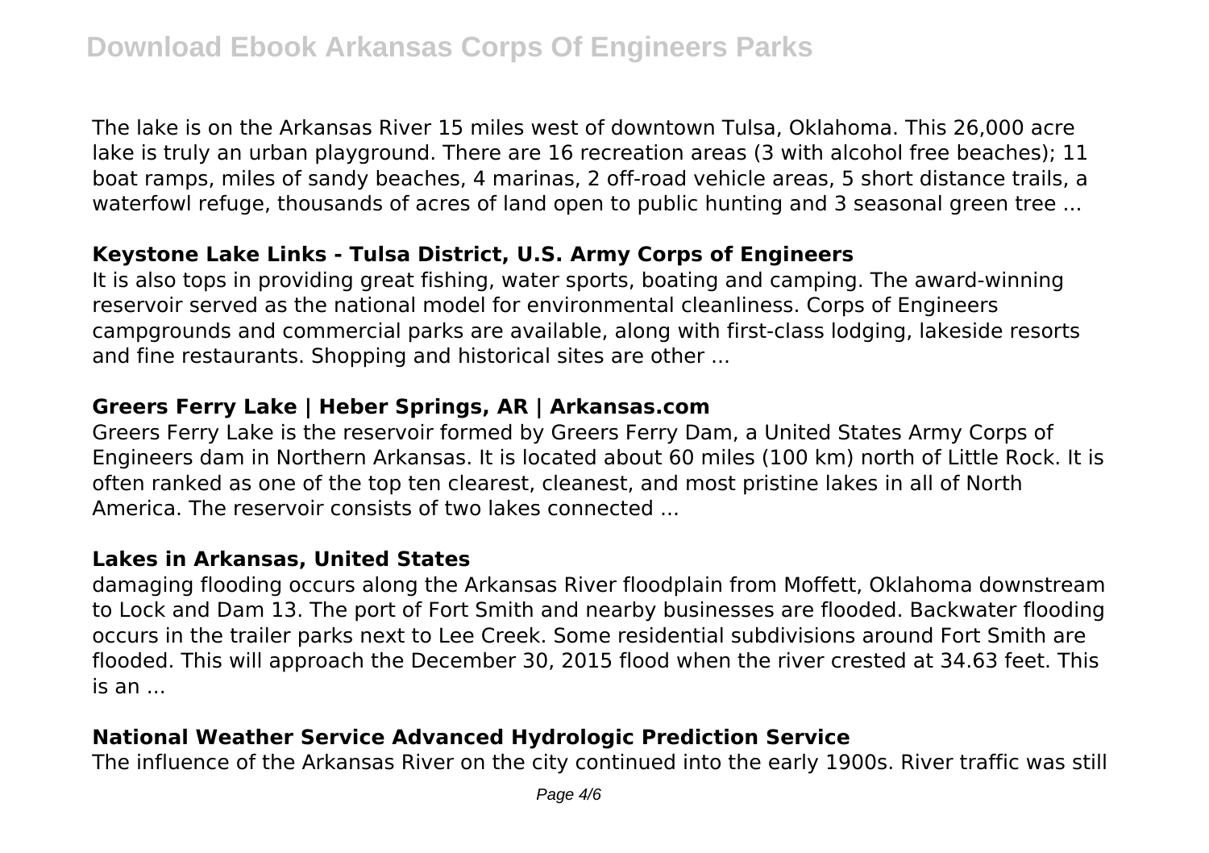The lake is on the Arkansas River 15 miles west of downtown Tulsa, Oklahoma. This 26,000 acre lake is truly an urban playground. There are 16 recreation areas (3 with alcohol free beaches); 11 boat ramps, miles of sandy beaches, 4 marinas, 2 off-road vehicle areas, 5 short distance trails, a waterfowl refuge, thousands of acres of land open to public hunting and 3 seasonal green tree ...

### Keystone Lake Links - Tulsa District, U.S. Army Corps of Engineers

It is also tops in providing great fishing, water sports, boating and camping. The award-winning reservoir served as the national model for environmental cleanliness. Corps of Engineers campgrounds and commercial parks are available, along with first-class lodging, lakeside resorts and fine restaurants. Shopping and historical sites are other ...

### Greers Ferry Lake | Heber Springs, AR | Arkansas.com

Greers Ferry Lake is the reservoir formed by Greers Ferry Dam, a United States Army Corps of Engineers dam in Northern Arkansas. It is located about 60 miles (100 km) north of Little Rock. It is often ranked as one of the top ten clearest, cleanest, and most pristine lakes in all of North America. The reservoir consists of two lakes connected ...

### Lakes in Arkansas, United States

damaging flooding occurs along the Arkansas River floodplain from Moffett, Oklahoma downstream to Lock and Dam 13. The port of Fort Smith and nearby businesses are flooded. Backwater flooding occurs in the trailer parks next to Lee Creek. Some residential subdivisions around Fort Smith are flooded. This will approach the December 30, 2015 flood when the river crested at 34.63 feet. This is an ...

### National Weather Service Advanced Hydrologic Prediction Service

The influence of the Arkansas River on the city continued into the early 1900s. River traffic was still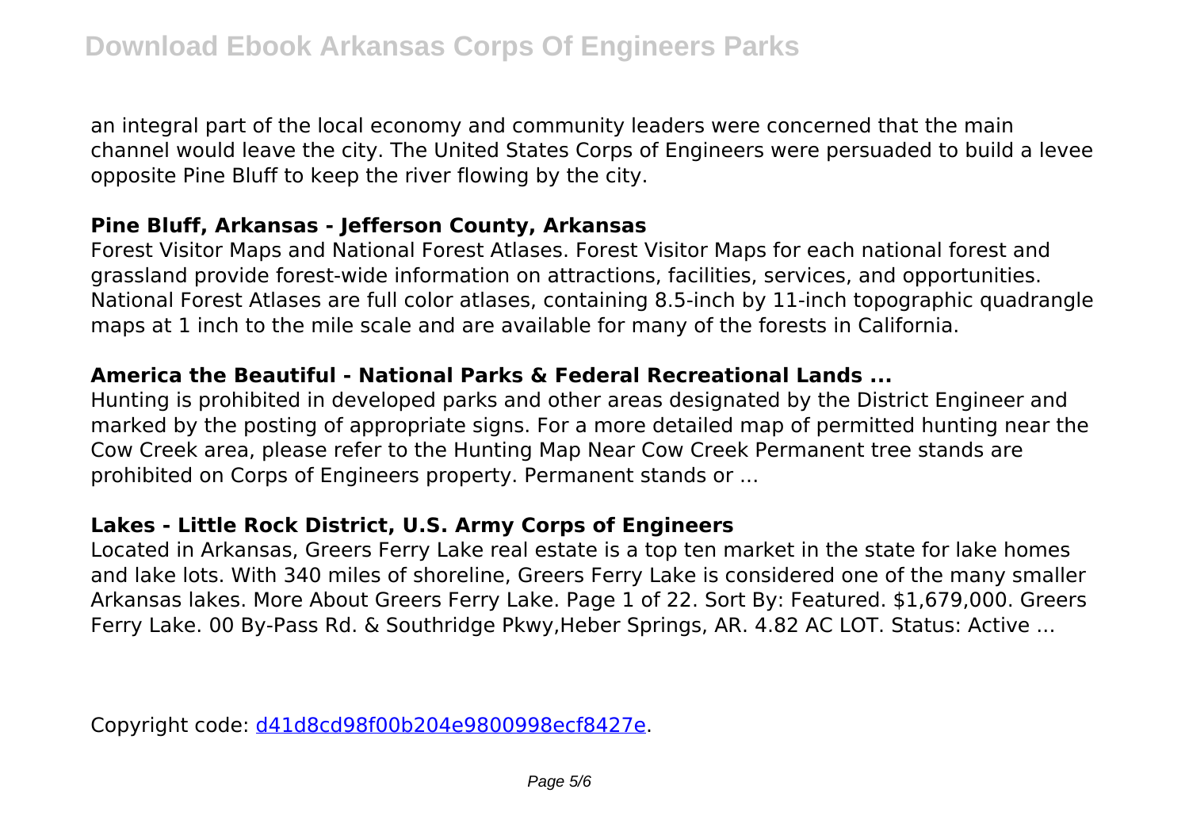an integral part of the local economy and community leaders were concerned that the main channel would leave the city. The United States Corps of Engineers were persuaded to build a levee opposite Pine Bluff to keep the river flowing by the city.

**Pine Bluff, Arkansas - Jefferson County, Arkansas**

Forest Visitor Maps and National Forest Atlases. Forest Visitor Maps for each national forest and grassland provide forest-wide information on attractions, facilities, services, and opportunities. National Forest Atlases are full color atlases, containing 8.5-inch by 11-inch topographic quadrangle maps at 1 inch to the mile scale and are available for many of the forests in California.

**America the Beautiful - National Parks & Federal Recreational Lands ...**

Hunting is prohibited in developed parks and other areas designated by the District Engineer and marked by the posting of appropriate signs. For a more detailed map of permitted hunting near the Cow Creek area, please refer to the Hunting Map Near Cow Creek Permanent tree stands are prohibited on Corps of Engineers property. Permanent stands or ...

**Lakes - Little Rock District, U.S. Army Corps of Engineers**

Located in Arkansas, Greers Ferry Lake real estate is a top ten market in the state for lake homes and lake lots. With 340 miles of shoreline, Greers Ferry Lake is considered one of the many smaller Arkansas lakes. More About Greers Ferry Lake. Page 1 of 22. Sort By: Featured. $1,679,000. Greers Ferry Lake. 00 By-Pass Rd. & Southridge Pkwy,Heber Springs, AR. 4.82 AC LOT. Status: Active ...

Copyright code: d41d8cd98f00b204e9800998ecf8427e.